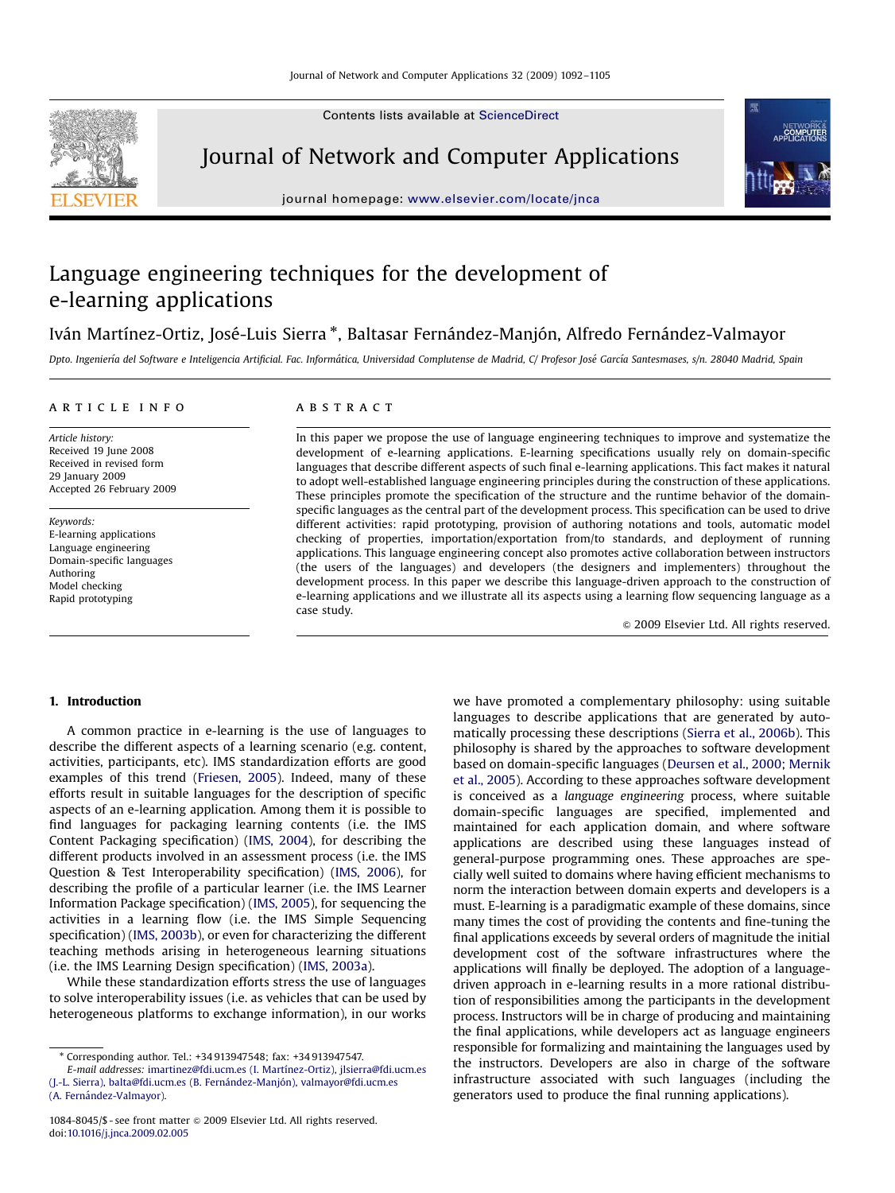# Language engineering techniques for the development of e-learning applications

Iván Martínez-Ortiz, José-Luis Sierra *, Baltasar Fernández-Manjón, Alfredo Fernández-Valmayor

*Dpto. Ingeniería del Software e Inteligencia Artificial. Fac. Informática, Universidad Complutense de Madrid, C/ Profesor José García Santesmases, s/n. 28040 Madrid, Spain*

## ARTICLE INFO

*Article history:*
Received 19 June 2008
Received in revised form 29 January 2009
Accepted 26 February 2009

*Keywords:*
E-learning applications
Language engineering
Domain-specific languages
Authoring
Model checking
Rapid prototyping

## ABSTRACT

In this paper we propose the use of language engineering techniques to improve and systematize the development of e-learning applications. E-learning specifications usually rely on domain-specific languages that describe different aspects of such final e-learning applications. This fact makes it natural to adopt well-established language engineering principles during the construction of these applications. These principles promote the specification of the structure and the runtime behavior of the domain-specific languages as the central part of the development process. This specification can be used to drive different activities: rapid prototyping, provision of authoring notations and tools, automatic model checking of properties, importation/exportation from/to standards, and deployment of running applications. This language engineering concept also promotes active collaboration between instructors (the users of the languages) and developers (the designers and implementers) throughout the development process. In this paper we describe this language-driven approach to the construction of e-learning applications and we illustrate all its aspects using a learning flow sequencing language as a case study.

© 2009 Elsevier Ltd. All rights reserved.

## 1. Introduction

A common practice in e-learning is the use of languages to describe the different aspects of a learning scenario (e.g. content, activities, participants, etc). IMS standardization efforts are good examples of this trend (Friesen, 2005). Indeed, many of these efforts result in suitable languages for the description of specific aspects of an e-learning application. Among them it is possible to find languages for packaging learning contents (i.e. the IMS Content Packaging specification) (IMS, 2004), for describing the different products involved in an assessment process (i.e. the IMS Question & Test Interoperability specification) (IMS, 2006), for describing the profile of a particular learner (i.e. the IMS Learner Information Package specification) (IMS, 2005), for sequencing the activities in a learning flow (i.e. the IMS Simple Sequencing specification) (IMS, 2003b), or even for characterizing the different teaching methods arising in heterogeneous learning situations (i.e. the IMS Learning Design specification) (IMS, 2003a).

While these standardization efforts stress the use of languages to solve interoperability issues (i.e. as vehicles that can be used by heterogeneous platforms to exchange information), in our works we have promoted a complementary philosophy: using suitable languages to describe applications that are generated by automatically processing these descriptions (Sierra et al., 2006b). This philosophy is shared by the approaches to software development based on domain-specific languages (Deursen et al., 2000; Mernik et al., 2005). According to these approaches software development is conceived as a *language engineering* process, where suitable domain-specific languages are specified, implemented and maintained for each application domain, and where software applications are described using these languages instead of general-purpose programming ones. These approaches are specially well suited to domains where having efficient mechanisms to norm the interaction between domain experts and developers is a must. E-learning is a paradigmatic example of these domains, since many times the cost of providing the contents and fine-tuning the final applications exceeds by several orders of magnitude the initial development cost of the software infrastructures where the applications will finally be deployed. The adoption of a language-driven approach in e-learning results in a more rational distribution of responsibilities among the participants in the development process. Instructors will be in charge of producing and maintaining the final applications, while developers act as language engineers responsible for formalizing and maintaining the languages used by the instructors. Developers are also in charge of the software infrastructure associated with such languages (including the generators used to produce the final running applications).

* Corresponding author. Tel.: +34 913947548; fax: +34 913947547.
*E-mail addresses:* imartinez@fdi.ucm.es (I. Martínez-Ortiz), jlsierra@fdi.ucm.es (J.-L. Sierra), balta@fdi.ucm.es (B. Fernández-Manjón), valmayor@fdi.ucm.es (A. Fernández-Valmayor).

1084-8045/$ - see front matter © 2009 Elsevier Ltd. All rights reserved.
doi:10.1016/j.jnca.2009.02.005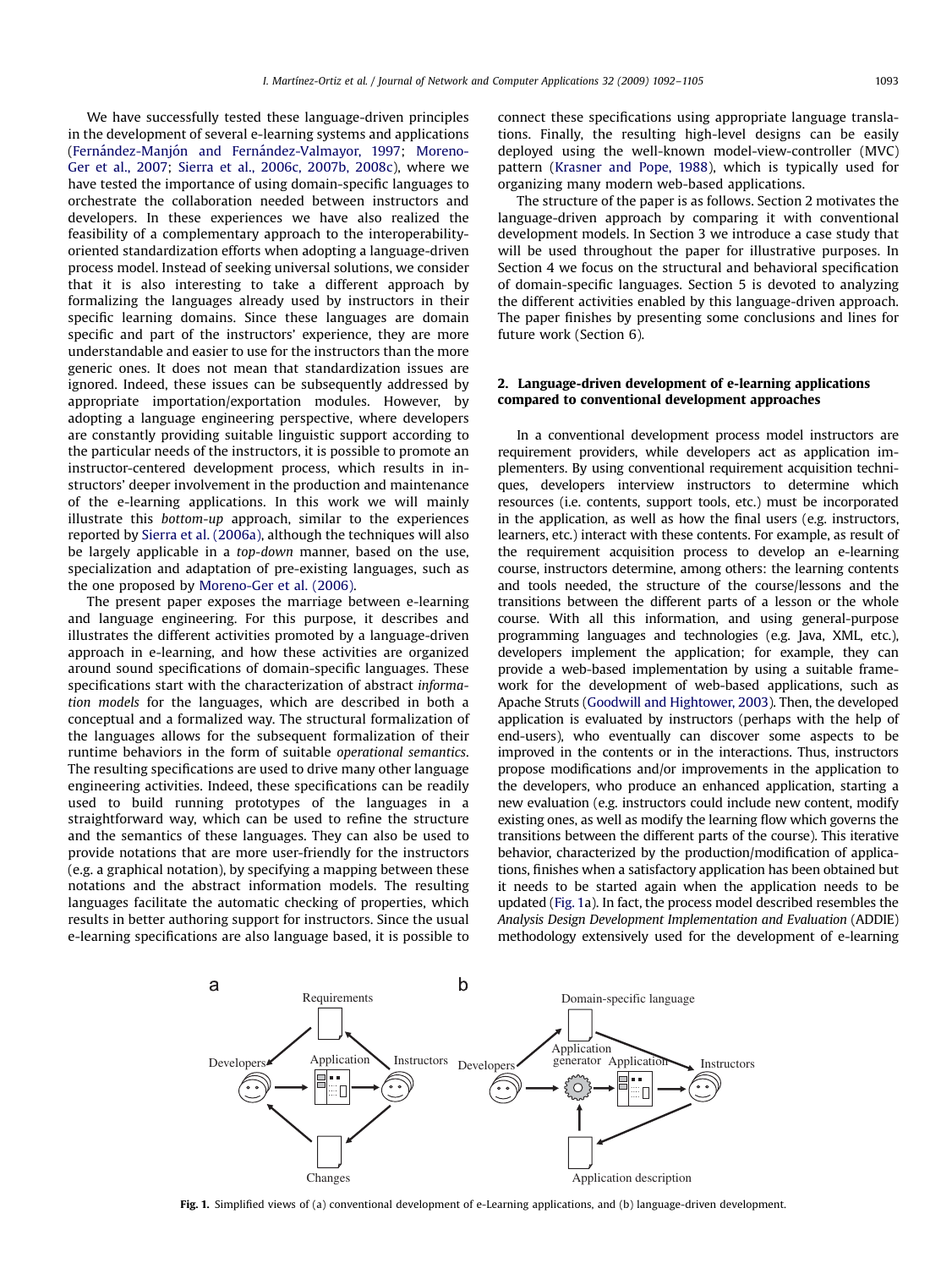We have successfully tested these language-driven principles in the development of several e-learning systems and applications (Fernández-Manjón and Fernández-Valmayor, 1997; Moreno-Ger et al., 2007; Sierra et al., 2006c, 2007b, 2008c), where we have tested the importance of using domain-specific languages to orchestrate the collaboration needed between instructors and developers. In these experiences we have also realized the feasibility of a complementary approach to the interoperability-oriented standardization efforts when adopting a language-driven process model. Instead of seeking universal solutions, we consider that it is also interesting to take a different approach by formalizing the languages already used by instructors in their specific learning domains. Since these languages are domain specific and part of the instructors' experience, they are more understandable and easier to use for the instructors than the more generic ones. It does not mean that standardization issues are ignored. Indeed, these issues can be subsequently addressed by appropriate importation/exportation modules. However, by adopting a language engineering perspective, where developers are constantly providing suitable linguistic support according to the particular needs of the instructors, it is possible to promote an instructor-centered development process, which results in instructors' deeper involvement in the production and maintenance of the e-learning applications. In this work we will mainly illustrate this *bottom-up* approach, similar to the experiences reported by Sierra et al. (2006a), although the techniques will also be largely applicable in a *top-down* manner, based on the use, specialization and adaptation of pre-existing languages, such as the one proposed by Moreno-Ger et al. (2006).

The present paper exposes the marriage between e-learning and language engineering. For this purpose, it describes and illustrates the different activities promoted by a language-driven approach in e-learning, and how these activities are organized around sound specifications of domain-specific languages. These specifications start with the characterization of abstract *information models* for the languages, which are described in both a conceptual and a formalized way. The structural formalization of the languages allows for the subsequent formalization of their runtime behaviors in the form of suitable *operational semantics*. The resulting specifications are used to drive many other language engineering activities. Indeed, these specifications can be readily used to build running prototypes of the languages in a straightforward way, which can be used to refine the structure and the semantics of these languages. They can also be used to provide notations that are more user-friendly for the instructors (e.g. a graphical notation), by specifying a mapping between these notations and the abstract information models. The resulting languages facilitate the automatic checking of properties, which results in better authoring support for instructors. Since the usual e-learning specifications are also language based, it is possible to connect these specifications using appropriate language translations. Finally, the resulting high-level designs can be easily deployed using the well-known model-view-controller (MVC) pattern (Krasner and Pope, 1988), which is typically used for organizing many modern web-based applications.

The structure of the paper is as follows. Section 2 motivates the language-driven approach by comparing it with conventional development models. In Section 3 we introduce a case study that will be used throughout the paper for illustrative purposes. In Section 4 we focus on the structural and behavioral specification of domain-specific languages. Section 5 is devoted to analyzing the different activities enabled by this language-driven approach. The paper finishes by presenting some conclusions and lines for future work (Section 6).

## 2. Language-driven development of e-learning applications compared to conventional development approaches

In a conventional development process model instructors are requirement providers, while developers act as application implementers. By using conventional requirement acquisition techniques, developers interview instructors to determine which resources (i.e. contents, support tools, etc.) must be incorporated in the application, as well as how the final users (e.g. instructors, learners, etc.) interact with these contents. For example, as result of the requirement acquisition process to develop an e-learning course, instructors determine, among others: the learning contents and tools needed, the structure of the course/lessons and the transitions between the different parts of a lesson or the whole course. With all this information, and using general-purpose programming languages and technologies (e.g. Java, XML, etc.), developers implement the application; for example, they can provide a web-based implementation by using a suitable framework for the development of web-based applications, such as Apache Struts (Goodwill and Hightower, 2003). Then, the developed application is evaluated by instructors (perhaps with the help of end-users), who eventually can discover some aspects to be improved in the contents or in the interactions. Thus, instructors propose modifications and/or improvements in the application to the developers, who produce an enhanced application, starting a new evaluation (e.g. instructors could include new content, modify existing ones, as well as modify the learning flow which governs the transitions between the different parts of the course). This iterative behavior, characterized by the production/modification of applications, finishes when a satisfactory application has been obtained but it needs to be started again when the application needs to be updated (Fig. 1a). In fact, the process model described resembles the *Analysis Design Development Implementation and Evaluation* (ADDIE) methodology extensively used for the development of e-learning

**Fig. 1.** Simplified views of (a) conventional development of e-Learning applications, and (b) language-driven development.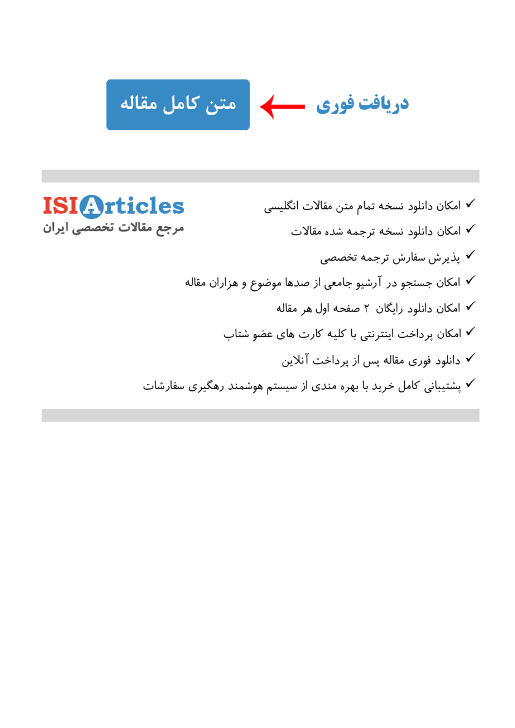دریافت فوری ← **متن کامل مقاله**

**ISIArticles**
مرجع مقالات تخصصی ایران

- ✓ امکان دانلود نسخه تمام متن مقالات انگلیسی
- ✓ امکان دانلود نسخه ترجمه شده مقالات
- ✓ پذیرش سفارش ترجمه تخصصی
- ✓ امکان جستجو در آرشیو جامعی از صدها موضوع و هزاران مقاله
- ✓ امکان دانلود رایگان ۲ صفحه اول هر مقاله
- ✓ امکان پرداخت اینترنتی با کلیه کارت های عضو شتاب
- ✓ دانلود فوری مقاله پس از پرداخت آنلاین
- ✓ پشتیبانی کامل خرید با بهره مندی از سیستم هوشمند رهگیری سفارشات